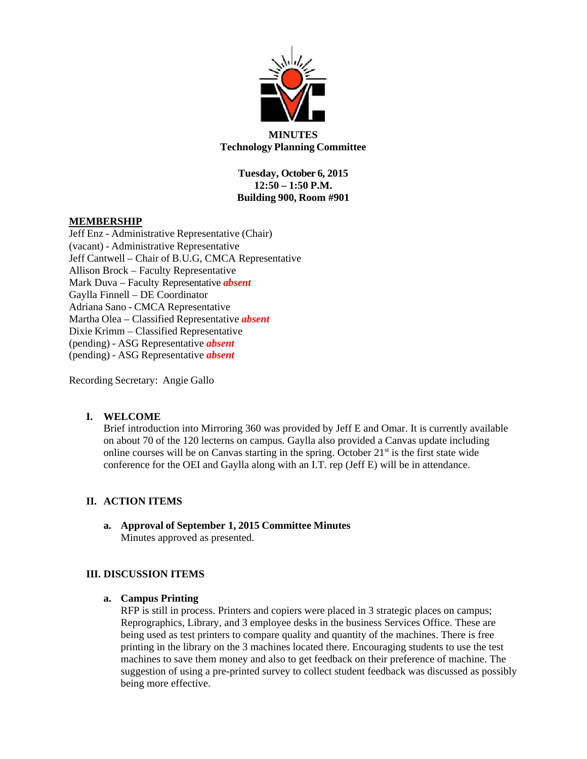**MINUTES**
**Technology Planning Committee**

**Tuesday, October 6, 2015**
**12:50 – 1:50 P.M.**
**Building 900, Room #901**

**MEMBERSHIP**

Jeff Enz - Administrative Representative (Chair)
(vacant) - Administrative Representative
Jeff Cantwell – Chair of B.U.G, CMCA Representative
Allison Brock – Faculty Representative
Mark Duva – Faculty Representative ***absent***
Gaylla Finnell – DE Coordinator
Adriana Sano - CMCA Representative
Martha Olea – Classified Representative ***absent***
Dixie Krimm – Classified Representative
(pending) - ASG Representative ***absent***
(pending) - ASG Representative ***absent***

Recording Secretary: Angie Gallo

## I. WELCOME

Brief introduction into Mirroring 360 was provided by Jeff E and Omar. It is currently available on about 70 of the 120 lecterns on campus. Gaylla also provided a Canvas update including online courses will be on Canvas starting in the spring. October 21st is the first state wide conference for the OEI and Gaylla along with an I.T. rep (Jeff E) will be in attendance.

## II. ACTION ITEMS

**a. Approval of September 1, 2015 Committee Minutes**

Minutes approved as presented.

## III. DISCUSSION ITEMS

**a. Campus Printing**

RFP is still in process. Printers and copiers were placed in 3 strategic places on campus; Reprographics, Library, and 3 employee desks in the business Services Office. These are being used as test printers to compare quality and quantity of the machines. There is free printing in the library on the 3 machines located there. Encouraging students to use the test machines to save them money and also to get feedback on their preference of machine. The suggestion of using a pre-printed survey to collect student feedback was discussed as possibly being more effective.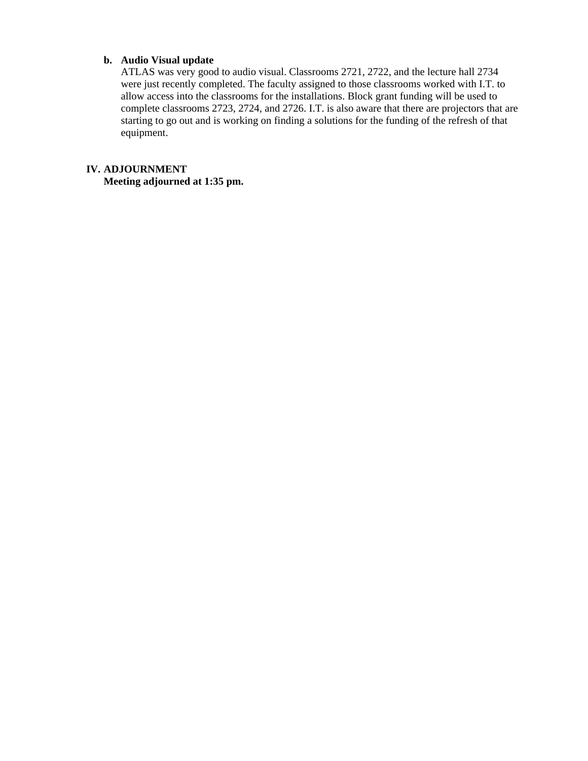b. **Audio Visual update**
   ATLAS was very good to audio visual. Classrooms 2721, 2722, and the lecture hall 2734 were just recently completed. The faculty assigned to those classrooms worked with I.T. to allow access into the classrooms for the installations. Block grant funding will be used to complete classrooms 2723, 2724, and 2726. I.T. is also aware that there are projectors that are starting to go out and is working on finding a solutions for the funding of the refresh of that equipment.

## IV. ADJOURNMENT

**Meeting adjourned at 1:35 pm.**